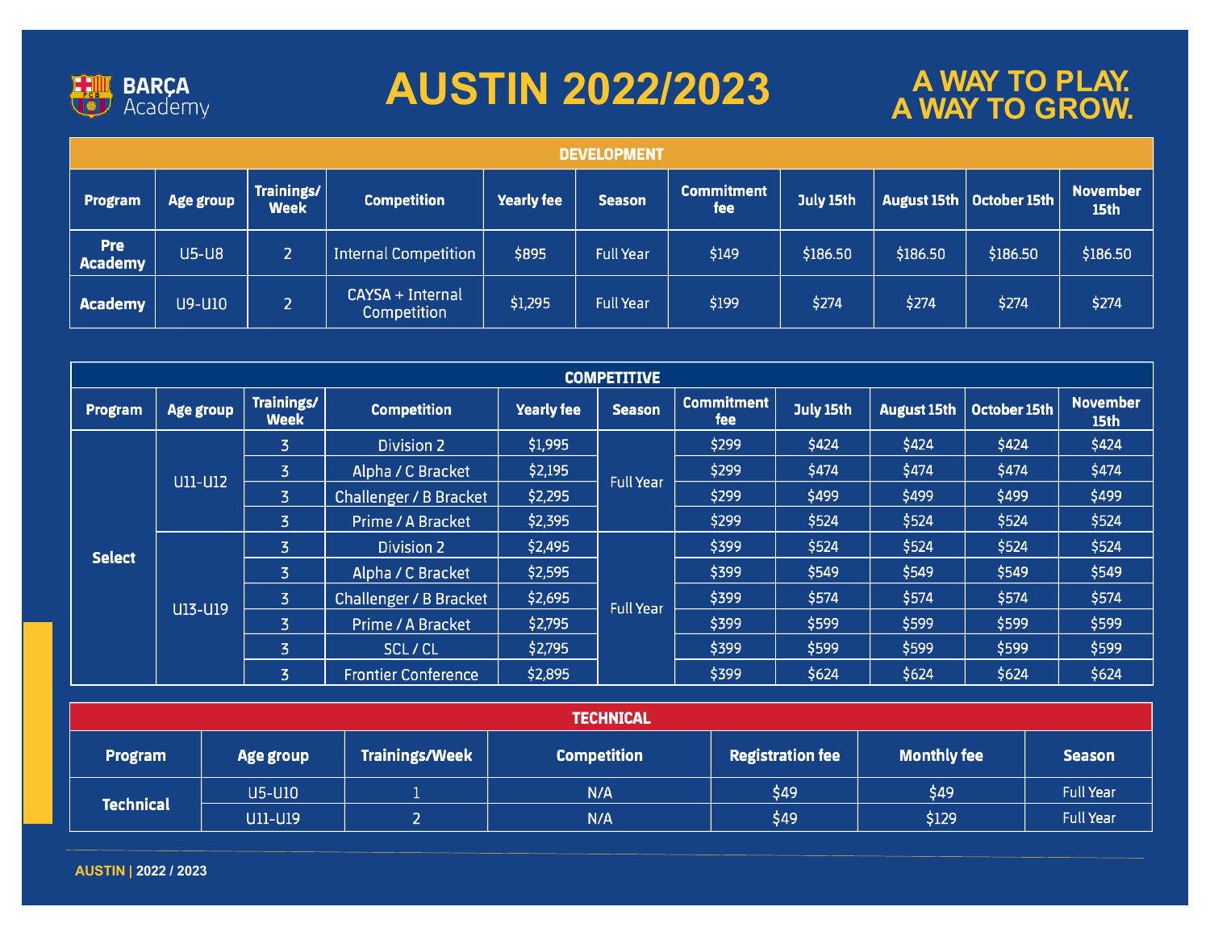# BARÇA Academy

# AUSTIN 2022/2023

**A WAY TO PLAY.
A WAY TO GROW.**

## DEVELOPMENT

| Program | Age group | Trainings/ Week | Competition | Yearly fee | Season | Commitment fee | July 15th | August 15th | October 15th | November 15th |
|---|---|---|---|---|---|---|---|---|---|---|
| **Pre Academy** | U5-U8 | 2 | Internal Competition | $895 | Full Year | $149 | $186.50 | $186.50 | $186.50 | $186.50 |
| **Academy** | U9-U10 | 2 | CAYSA + Internal Competition | $1,295 | Full Year | $199 | $274 | $274 | $274 | $274 |

## COMPETITIVE

| Program | Age group | Trainings/ Week | Competition | Yearly fee | Season | Commitment fee | July 15th | August 15th | October 15th | November 15th |
|---|---|---|---|---|---|---|---|---|---|---|
| **Select** | U11-U12 | 3 | Division 2 | $1,995 | Full Year | $299 | $424 | $424 | $424 | $424 |
| | | 3 | Alpha / C Bracket | $2,195 | | $299 | $474 | $474 | $474 | $474 |
| | | 3 | Challenger / B Bracket | $2,295 | | $299 | $499 | $499 | $499 | $499 |
| | | 3 | Prime / A Bracket | $2,395 | | $299 | $524 | $524 | $524 | $524 |
| | U13-U19 | 3 | Division 2 | $2,495 | Full Year | $399 | $524 | $524 | $524 | $524 |
| | | 3 | Alpha / C Bracket | $2,595 | | $399 | $549 | $549 | $549 | $549 |
| | | 3 | Challenger / B Bracket | $2,695 | | $399 | $574 | $574 | $574 | $574 |
| | | 3 | Prime / A Bracket | $2,795 | | $399 | $599 | $599 | $599 | $599 |
| | | 3 | SCL / CL | $2,795 | | $399 | $599 | $599 | $599 | $599 |
| | | 3 | Frontier Conference | $2,895 | | $399 | $624 | $624 | $624 | $624 |

## TECHNICAL

| Program | Age group | Trainings/Week | Competition | Registration fee | Monthly fee | Season |
|---|---|---|---|---|---|---|
| **Technical** | U5-U10 | 1 | N/A | $49 | $49 | Full Year |
| | U11-U19 | 2 | N/A | $49 | $129 | Full Year |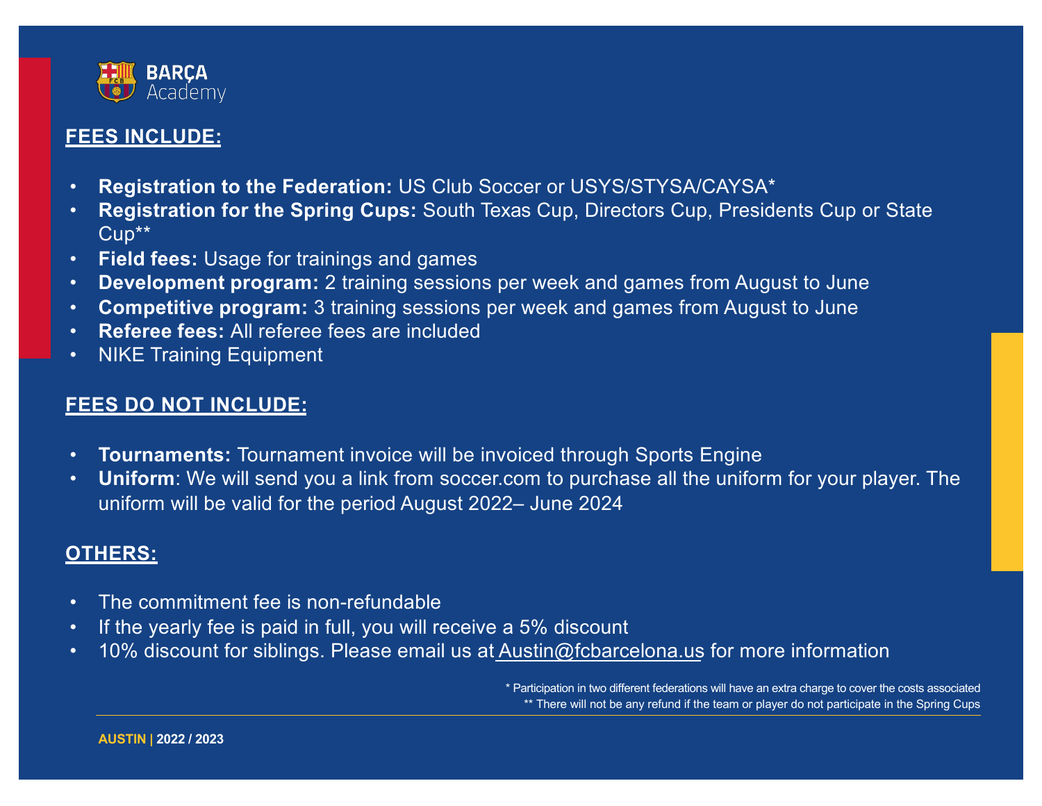BARÇA Academy

## FEES INCLUDE:

- **Registration to the Federation:** US Club Soccer or USYS/STYSA/CAYSA*
- **Registration for the Spring Cups:** South Texas Cup, Directors Cup, Presidents Cup or State Cup**
- **Field fees:** Usage for trainings and games
- **Development program:** 2 training sessions per week and games from August to June
- **Competitive program:** 3 training sessions per week and games from August to June
- **Referee fees:** All referee fees are included
- NIKE Training Equipment

## FEES DO NOT INCLUDE:

- **Tournaments:** Tournament invoice will be invoiced through Sports Engine
- **Uniform**: We will send you a link from soccer.com to purchase all the uniform for your player. The uniform will be valid for the period August 2022– June 2024

## OTHERS:

- The commitment fee is non-refundable
- If the yearly fee is paid in full, you will receive a 5% discount
- 10% discount for siblings. Please email us at Austin@fcbarcelona.us for more information

* Participation in two different federations will have an extra charge to cover the costs associated
** There will not be any refund if the team or player do not participate in the Spring Cups

AUSTIN | 2022 / 2023